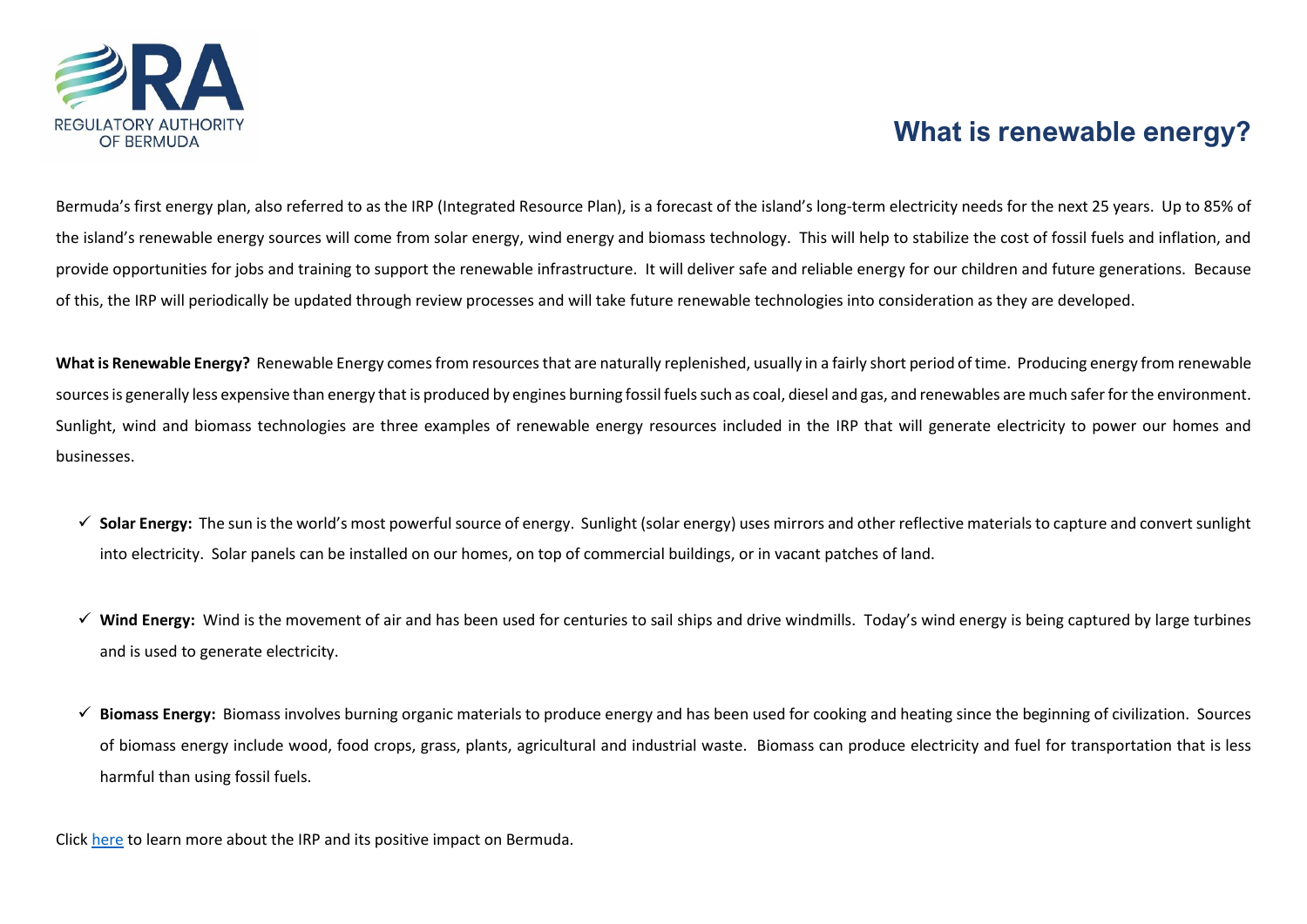REGULATORY AUTHORITY OF BERMUDA

# What is renewable energy?

Bermuda's first energy plan, also referred to as the IRP (Integrated Resource Plan), is a forecast of the island's long-term electricity needs for the next 25 years. Up to 85% of the island's renewable energy sources will come from solar energy, wind energy and biomass technology. This will help to stabilize the cost of fossil fuels and inflation, and provide opportunities for jobs and training to support the renewable infrastructure. It will deliver safe and reliable energy for our children and future generations. Because of this, the IRP will periodically be updated through review processes and will take future renewable technologies into consideration as they are developed.

**What is Renewable Energy?** Renewable Energy comes from resources that are naturally replenished, usually in a fairly short period of time. Producing energy from renewable sources is generally less expensive than energy that is produced by engines burning fossil fuels such as coal, diesel and gas, and renewables are much safer for the environment. Sunlight, wind and biomass technologies are three examples of renewable energy resources included in the IRP that will generate electricity to power our homes and businesses.

- ✓ **Solar Energy:** The sun is the world's most powerful source of energy. Sunlight (solar energy) uses mirrors and other reflective materials to capture and convert sunlight into electricity. Solar panels can be installed on our homes, on top of commercial buildings, or in vacant patches of land.

- ✓ **Wind Energy:** Wind is the movement of air and has been used for centuries to sail ships and drive windmills. Today's wind energy is being captured by large turbines and is used to generate electricity.

- ✓ **Biomass Energy:** Biomass involves burning organic materials to produce energy and has been used for cooking and heating since the beginning of civilization. Sources of biomass energy include wood, food crops, grass, plants, agricultural and industrial waste. Biomass can produce electricity and fuel for transportation that is less harmful than using fossil fuels.

Click here to learn more about the IRP and its positive impact on Bermuda.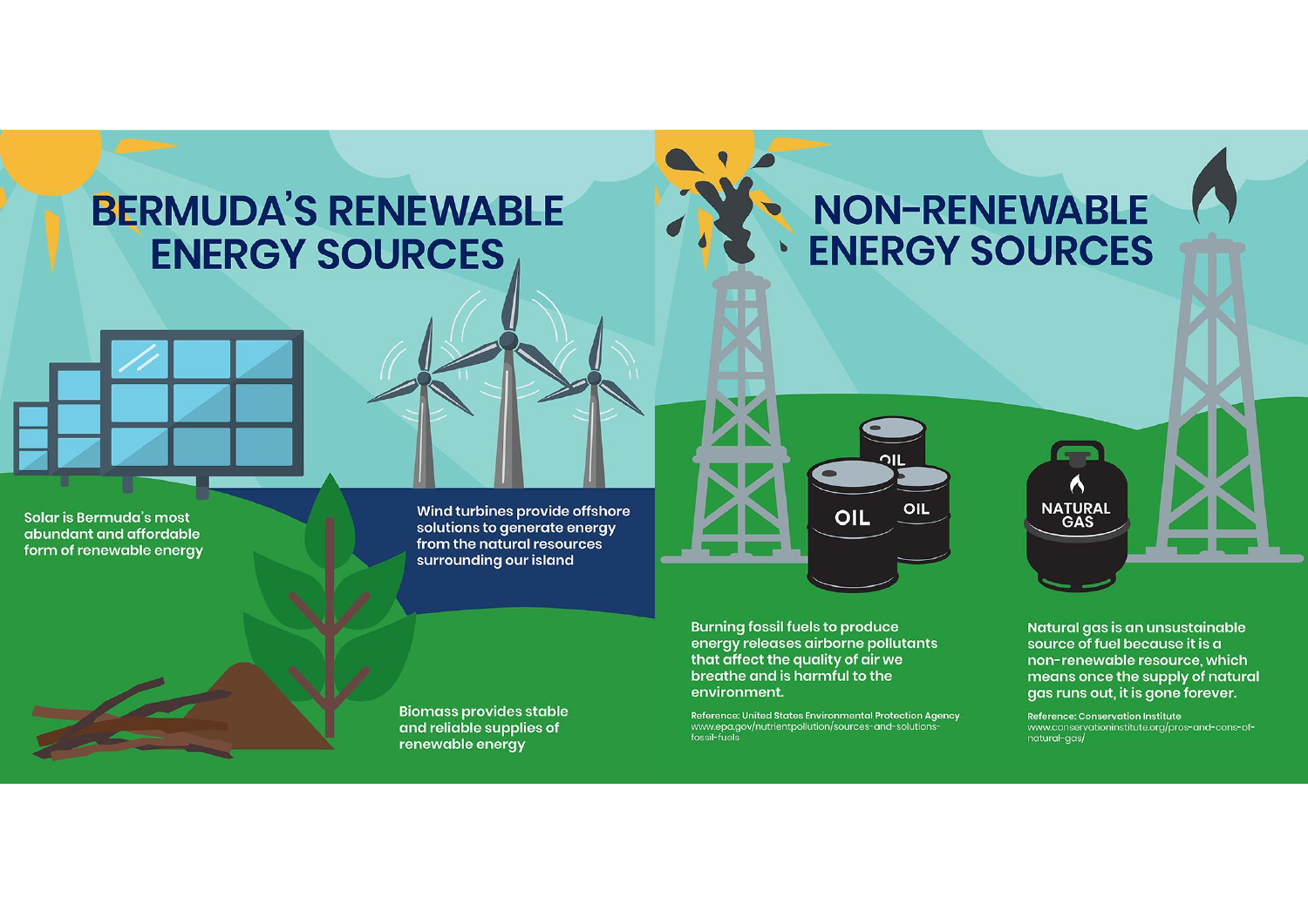# BERMUDA'S RENEWABLE ENERGY SOURCES

Solar is Bermuda's most abundant and affordable form of renewable energy

Wind turbines provide offshore solutions to generate energy from the natural resources surrounding our island

Biomass provides stable and reliable supplies of renewable energy

# NON-RENEWABLE ENERGY SOURCES

OIL

OIL

OIL

NATURAL GAS

Burning fossil fuels to produce energy releases airborne pollutants that affect the quality of air we breathe and is harmful to the environment.

Reference: United States Environmental Protection Agency
www.epa.gov/nutrientpollution/sources-and-solutions-fossil-fuels

Natural gas is an unsustainable source of fuel because it is a non-renewable resource, which means once the supply of natural gas runs out, it is gone forever.

Reference: Conservation Institute
www.conservationinstitute.org/pros-and-cons-of-natural-gas/